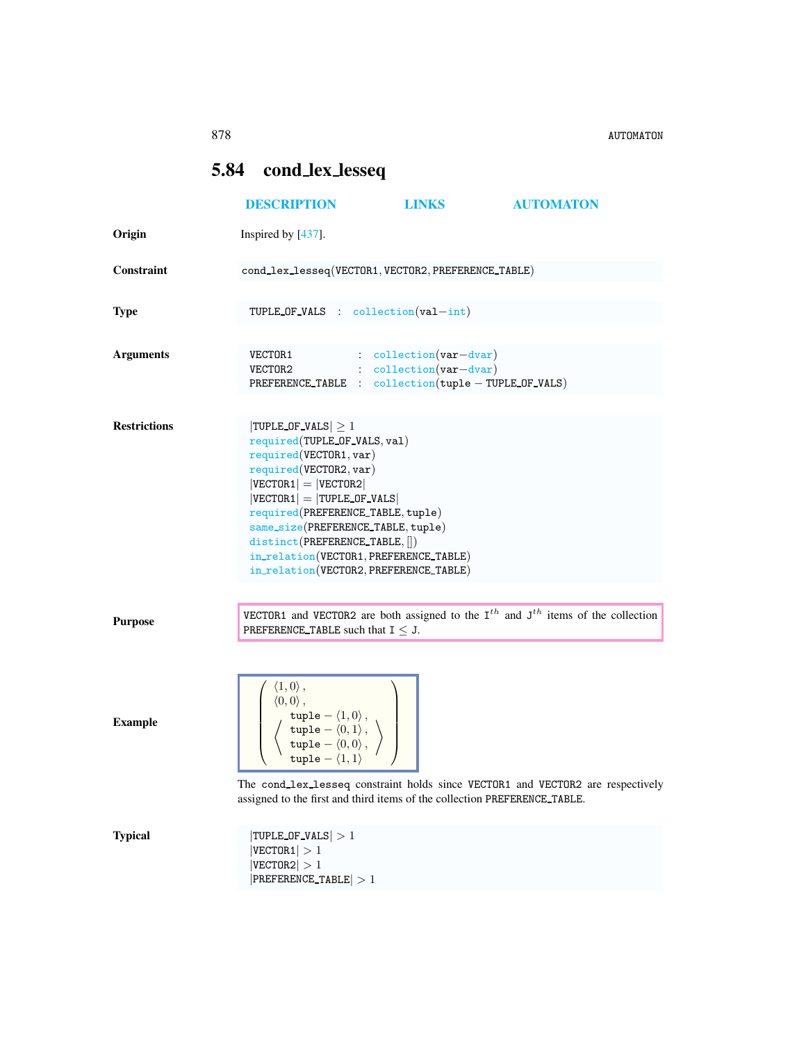## 5.84 cond_lex_lesseq

DESCRIPTION LINKS AUTOMATON

**Origin**

Inspired by [437].

**Constraint**

cond_lex_lesseq(VECTOR1, VECTOR2, PREFERENCE_TABLE)

**Type**

TUPLE_OF_VALS : collection(val−int)

**Arguments**

VECTOR1 : collection(var−dvar)
VECTOR2 : collection(var−dvar)
PREFERENCE_TABLE : collection(tuple − TUPLE_OF_VALS)

**Restrictions**

$|\text{TUPLE\_OF\_VALS}| \geq 1$
required(TUPLE_OF_VALS, val)
required(VECTOR1, var)
required(VECTOR2, var)
$|\text{VECTOR1}| = |\text{VECTOR2}|$
$|\text{VECTOR1}| = |\text{TUPLE\_OF\_VALS}|$
required(PREFERENCE_TABLE, tuple)
same_size(PREFERENCE_TABLE, tuple)
distinct(PREFERENCE_TABLE, [])
in_relation(VECTOR1, PREFERENCE_TABLE)
in_relation(VECTOR2, PREFERENCE_TABLE)

**Purpose**

VECTOR1 and VECTOR2 are both assigned to the $\text{I}^{th}$ and $\text{J}^{th}$ items of the collection PREFERENCE_TABLE such that $\text{I} \leq \text{J}$.

**Example**

$$\left(\begin{array}{l} \langle 1, 0\rangle, \\ \langle 0, 0\rangle, \\ \left\langle \begin{array}{l} \text{tuple} - \langle 1, 0\rangle, \\ \text{tuple} - \langle 0, 1\rangle, \\ \text{tuple} - \langle 0, 0\rangle, \\ \text{tuple} - \langle 1, 1\rangle \end{array} \right\rangle \end{array}\right)$$

The cond_lex_lesseq constraint holds since VECTOR1 and VECTOR2 are respectively assigned to the first and third items of the collection PREFERENCE_TABLE.

**Typical**

$|\text{TUPLE\_OF\_VALS}| > 1$
$|\text{VECTOR1}| > 1$
$|\text{VECTOR2}| > 1$
$|\text{PREFERENCE\_TABLE}| > 1$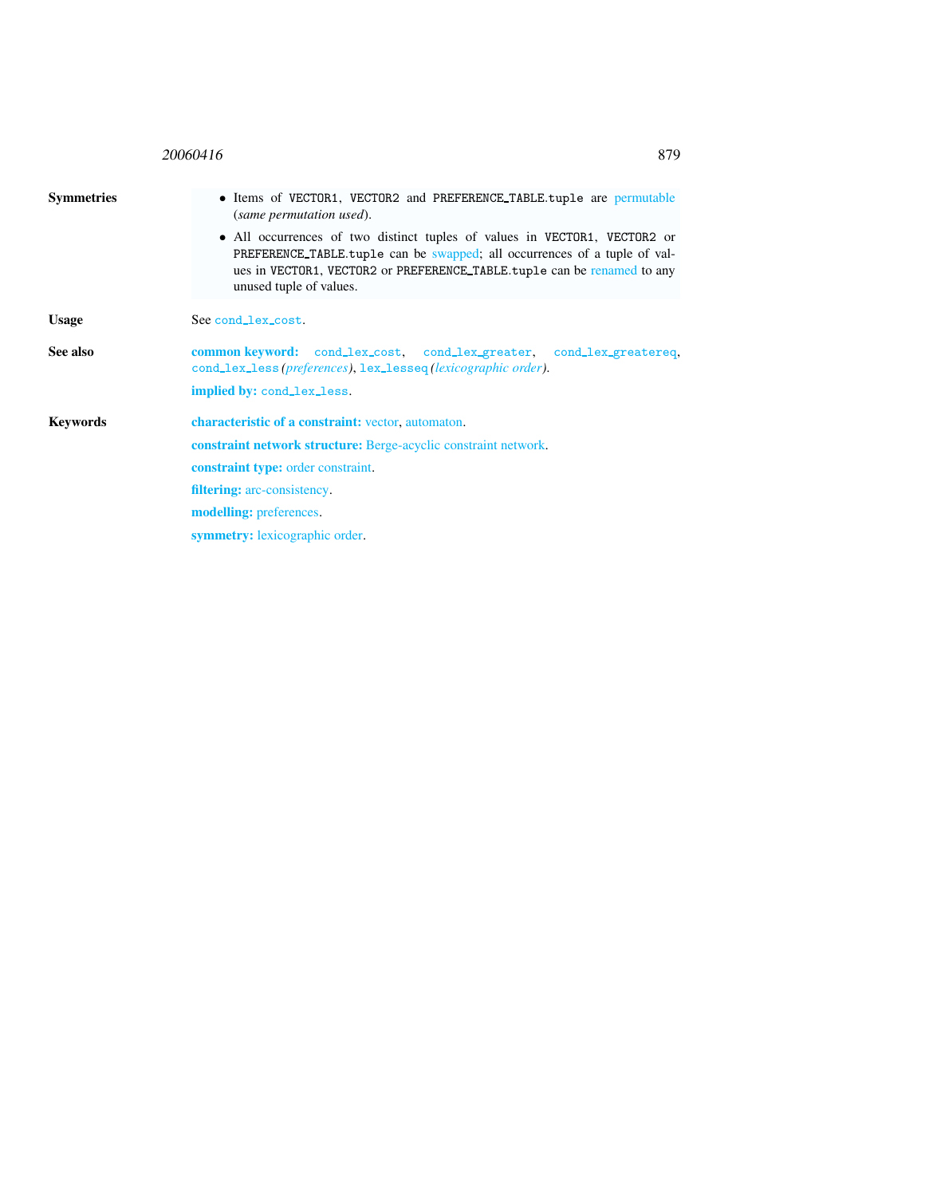**Symmetries**

- Items of VECTOR1, VECTOR2 and PREFERENCE_TABLE.tuple are permutable (*same permutation used*).
- All occurrences of two distinct tuples of values in VECTOR1, VECTOR2 or PREFERENCE_TABLE.tuple can be swapped; all occurrences of a tuple of values in VECTOR1, VECTOR2 or PREFERENCE_TABLE.tuple can be renamed to any unused tuple of values.

**Usage**

See `cond_lex_cost`.

**See also**

**common keyword:** `cond_lex_cost`, `cond_lex_greater`, `cond_lex_greatereq`, `cond_lex_less` *(preferences)*, `lex_lesseq` *(lexicographic order)*.

**implied by:** `cond_lex_less`.

**Keywords**

**characteristic of a constraint:** vector, automaton.

**constraint network structure:** Berge-acyclic constraint network.

**constraint type:** order constraint.

**filtering:** arc-consistency.

**modelling:** preferences.

**symmetry:** lexicographic order.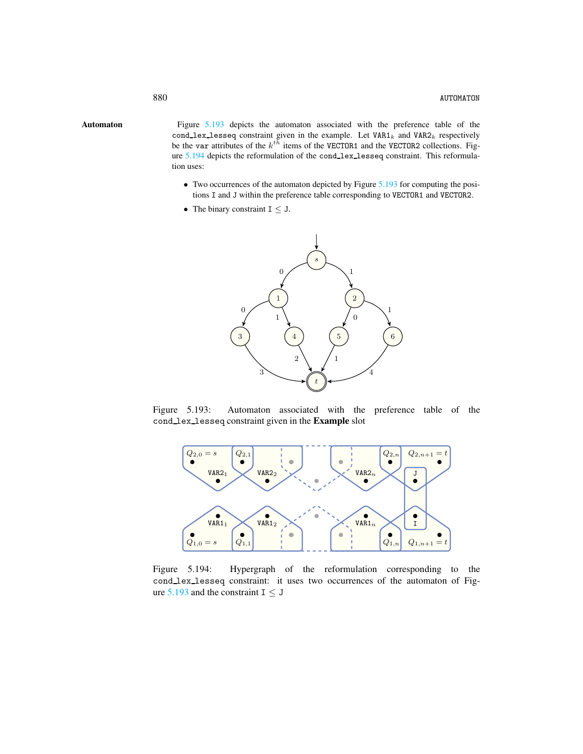## Automaton

Figure 5.193 depicts the automaton associated with the preference table of the `cond_lex_lesseq` constraint given in the example. Let $\mathtt{VAR1}_k$ and $\mathtt{VAR2}_k$ respectively be the `var` attributes of the $k^{th}$ items of the `VECTOR1` and the `VECTOR2` collections. Figure 5.194 depicts the reformulation of the `cond_lex_lesseq` constraint. This reformulation uses:

- Two occurrences of the automaton depicted by Figure 5.193 for computing the positions `I` and `J` within the preference table corresponding to `VECTOR1` and `VECTOR2`.
- The binary constraint $\mathtt{I} \leq \mathtt{J}$.

Figure 5.193: Automaton associated with the preference table of the `cond_lex_lesseq` constraint given in the **Example** slot

Figure 5.194: Hypergraph of the reformulation corresponding to the `cond_lex_lesseq` constraint: it uses two occurrences of the automaton of Figure 5.193 and the constraint $\mathtt{I} \leq \mathtt{J}$